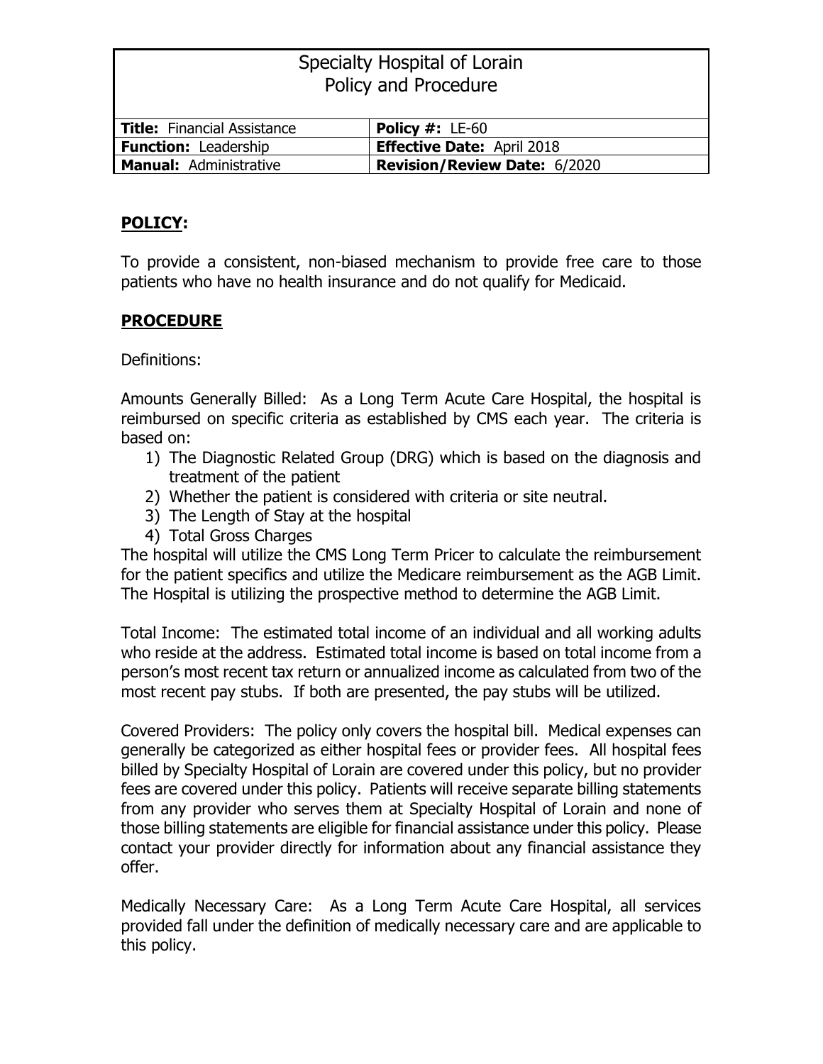# Specialty Hospital of Lorain
## Policy and Procedure

| **Title:** Financial Assistance | **Policy #:** LE-60 |
|---|---|
| **Function:** Leadership | **Effective Date:** April 2018 |
| **Manual:** Administrative | **Revision/Review Date:** 6/2020 |

## POLICY:

To provide a consistent, non-biased mechanism to provide free care to those patients who have no health insurance and do not qualify for Medicaid.

## PROCEDURE

Definitions:

Amounts Generally Billed: As a Long Term Acute Care Hospital, the hospital is reimbursed on specific criteria as established by CMS each year. The criteria is based on:

1) The Diagnostic Related Group (DRG) which is based on the diagnosis and treatment of the patient
2) Whether the patient is considered with criteria or site neutral.
3) The Length of Stay at the hospital
4) Total Gross Charges

The hospital will utilize the CMS Long Term Pricer to calculate the reimbursement for the patient specifics and utilize the Medicare reimbursement as the AGB Limit. The Hospital is utilizing the prospective method to determine the AGB Limit.

Total Income: The estimated total income of an individual and all working adults who reside at the address. Estimated total income is based on total income from a person's most recent tax return or annualized income as calculated from two of the most recent pay stubs. If both are presented, the pay stubs will be utilized.

Covered Providers: The policy only covers the hospital bill. Medical expenses can generally be categorized as either hospital fees or provider fees. All hospital fees billed by Specialty Hospital of Lorain are covered under this policy, but no provider fees are covered under this policy. Patients will receive separate billing statements from any provider who serves them at Specialty Hospital of Lorain and none of those billing statements are eligible for financial assistance under this policy. Please contact your provider directly for information about any financial assistance they offer.

Medically Necessary Care: As a Long Term Acute Care Hospital, all services provided fall under the definition of medically necessary care and are applicable to this policy.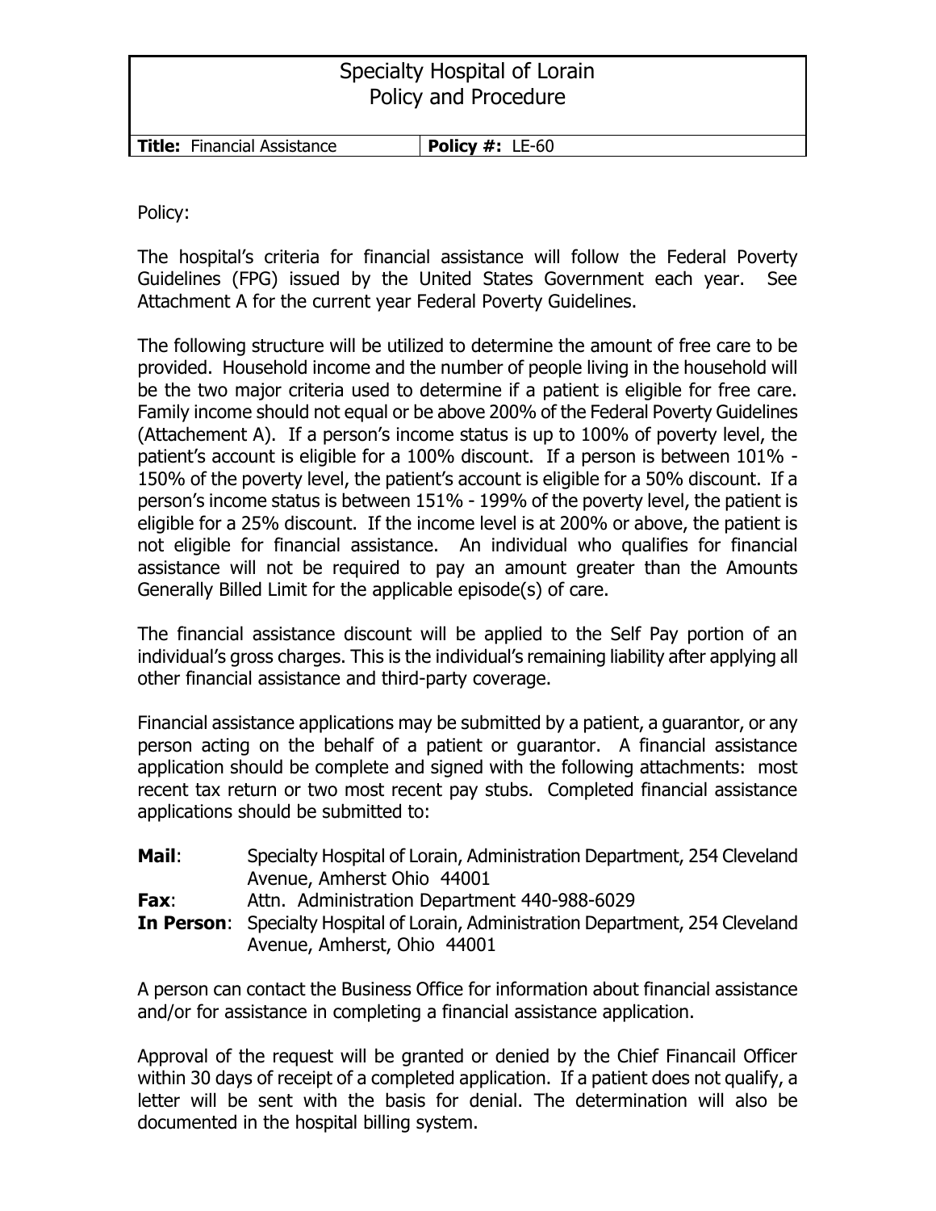| Specialty Hospital of Lorain<br>Policy and Procedure | |
|---|---|
| **Title:** Financial Assistance | **Policy #:** LE-60 |

Policy:

The hospital's criteria for financial assistance will follow the Federal Poverty Guidelines (FPG) issued by the United States Government each year. See Attachment A for the current year Federal Poverty Guidelines.

The following structure will be utilized to determine the amount of free care to be provided. Household income and the number of people living in the household will be the two major criteria used to determine if a patient is eligible for free care. Family income should not equal or be above 200% of the Federal Poverty Guidelines (Attachement A). If a person's income status is up to 100% of poverty level, the patient's account is eligible for a 100% discount. If a person is between 101% - 150% of the poverty level, the patient's account is eligible for a 50% discount. If a person's income status is between 151% - 199% of the poverty level, the patient is eligible for a 25% discount. If the income level is at 200% or above, the patient is not eligible for financial assistance. An individual who qualifies for financial assistance will not be required to pay an amount greater than the Amounts Generally Billed Limit for the applicable episode(s) of care.

The financial assistance discount will be applied to the Self Pay portion of an individual's gross charges. This is the individual's remaining liability after applying all other financial assistance and third-party coverage.

Financial assistance applications may be submitted by a patient, a guarantor, or any person acting on the behalf of a patient or guarantor. A financial assistance application should be complete and signed with the following attachments: most recent tax return or two most recent pay stubs. Completed financial assistance applications should be submitted to:

**Mail**: Specialty Hospital of Lorain, Administration Department, 254 Cleveland Avenue, Amherst Ohio 44001
**Fax**: Attn. Administration Department 440-988-6029
**In Person**: Specialty Hospital of Lorain, Administration Department, 254 Cleveland Avenue, Amherst, Ohio 44001

A person can contact the Business Office for information about financial assistance and/or for assistance in completing a financial assistance application.

Approval of the request will be granted or denied by the Chief Financail Officer within 30 days of receipt of a completed application. If a patient does not qualify, a letter will be sent with the basis for denial. The determination will also be documented in the hospital billing system.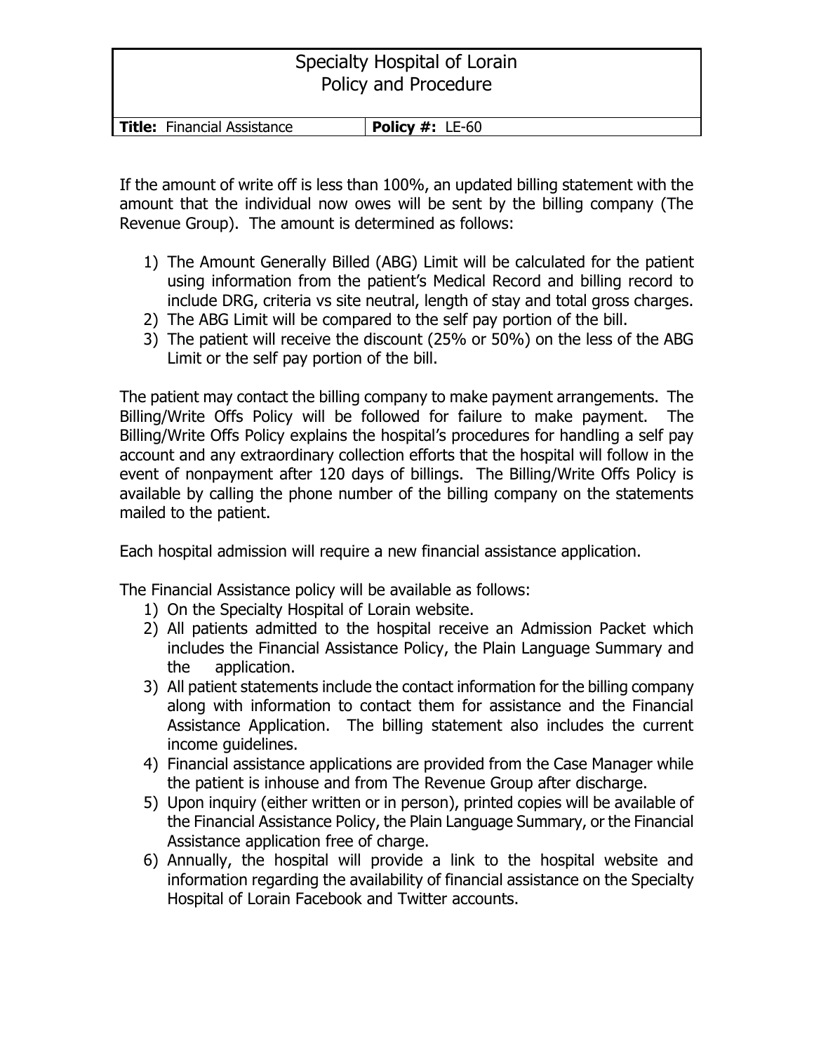If the amount of write off is less than 100%, an updated billing statement with the amount that the individual now owes will be sent by the billing company (The Revenue Group). The amount is determined as follows:

1) The Amount Generally Billed (ABG) Limit will be calculated for the patient using information from the patient's Medical Record and billing record to include DRG, criteria vs site neutral, length of stay and total gross charges.
2) The ABG Limit will be compared to the self pay portion of the bill.
3) The patient will receive the discount (25% or 50%) on the less of the ABG Limit or the self pay portion of the bill.

The patient may contact the billing company to make payment arrangements. The Billing/Write Offs Policy will be followed for failure to make payment. The Billing/Write Offs Policy explains the hospital's procedures for handling a self pay account and any extraordinary collection efforts that the hospital will follow in the event of nonpayment after 120 days of billings. The Billing/Write Offs Policy is available by calling the phone number of the billing company on the statements mailed to the patient.

Each hospital admission will require a new financial assistance application.

The Financial Assistance policy will be available as follows:

1) On the Specialty Hospital of Lorain website.
2) All patients admitted to the hospital receive an Admission Packet which includes the Financial Assistance Policy, the Plain Language Summary and the application.
3) All patient statements include the contact information for the billing company along with information to contact them for assistance and the Financial Assistance Application. The billing statement also includes the current income guidelines.
4) Financial assistance applications are provided from the Case Manager while the patient is inhouse and from The Revenue Group after discharge.
5) Upon inquiry (either written or in person), printed copies will be available of the Financial Assistance Policy, the Plain Language Summary, or the Financial Assistance application free of charge.
6) Annually, the hospital will provide a link to the hospital website and information regarding the availability of financial assistance on the Specialty Hospital of Lorain Facebook and Twitter accounts.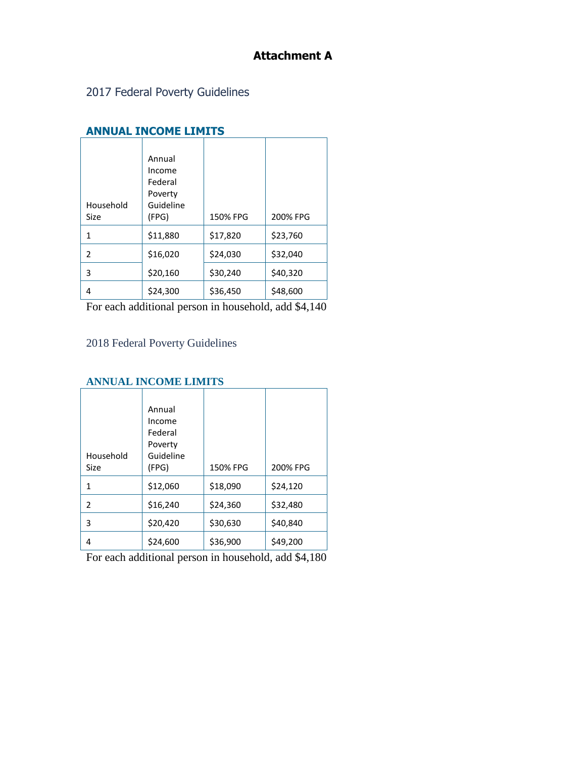# Attachment A

## 2017 Federal Poverty Guidelines

### ANNUAL INCOME LIMITS

| Household Size | Annual Income Federal Poverty Guideline (FPG) | 150% FPG | 200% FPG |
|---|---|---|---|
| 1 | $11,880 | $17,820 | $23,760 |
| 2 | $16,020 | $24,030 | $32,040 |
| 3 | $20,160 | $30,240 | $40,320 |
| 4 | $24,300 | $36,450 | $48,600 |

For each additional person in household, add $4,140

## 2018 Federal Poverty Guidelines

### ANNUAL INCOME LIMITS

| Household Size | Annual Income Federal Poverty Guideline (FPG) | 150% FPG | 200% FPG |
|---|---|---|---|
| 1 | $12,060 | $18,090 | $24,120 |
| 2 | $16,240 | $24,360 | $32,480 |
| 3 | $20,420 | $30,630 | $40,840 |
| 4 | $24,600 | $36,900 | $49,200 |

For each additional person in household, add $4,180